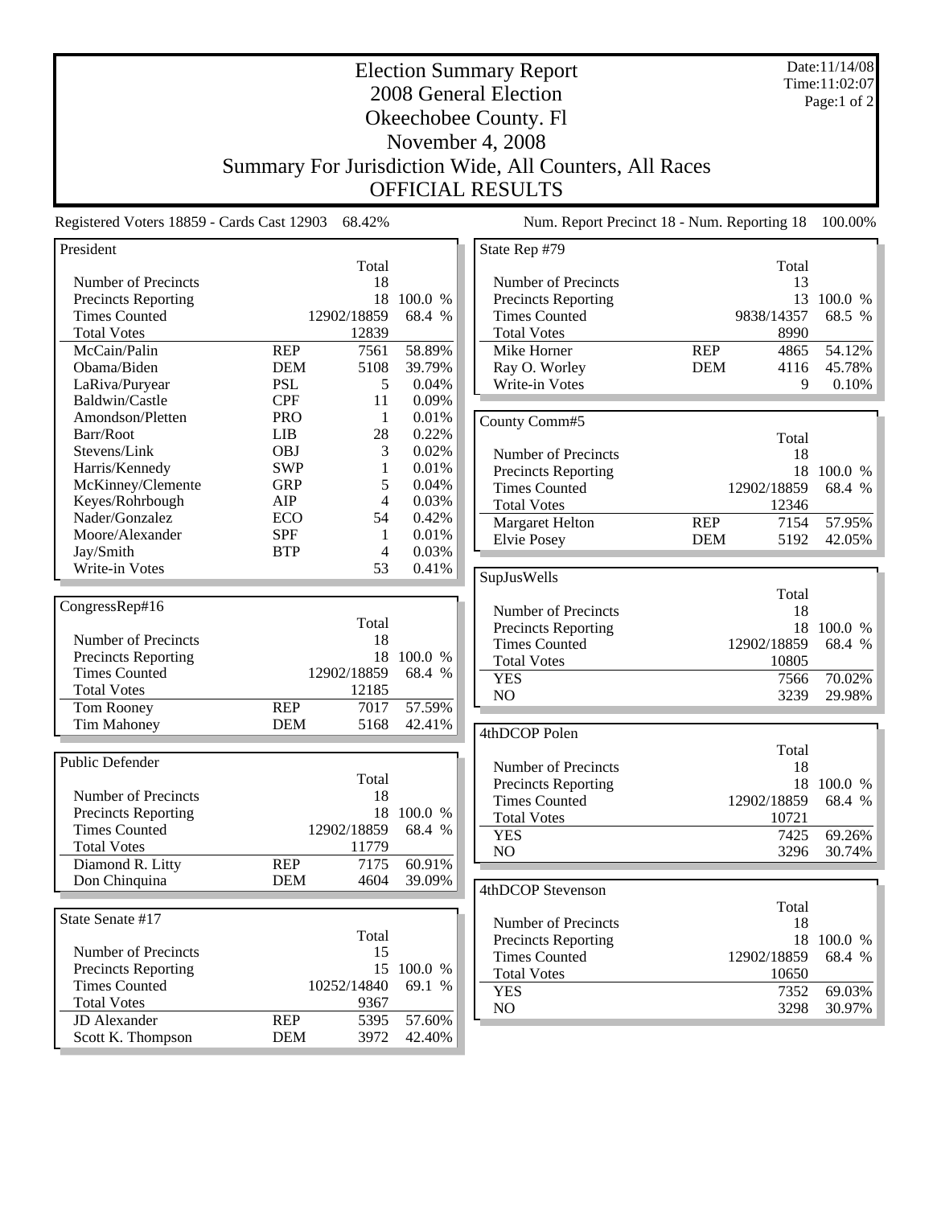# Election Summary Report
## 2008 General Election
## Okeechobee County. Fl
## November 4, 2008
## Summary For Jurisdiction Wide, All Counters, All Races
## OFFICIAL RESULTS

Date:11/14/08
Time:11:02:07

Registered Voters 18859 - Cards Cast 12903 68.42%

Num. Report Precinct 18 - Num. Reporting 18 100.00%

### President

| | | Total | |
|---|---|---|---|
| Number of Precincts | | 18 | |
| Precincts Reporting | | 18 | 100.0 % |
| Times Counted | | 12902/18859 | 68.4 % |
| Total Votes | | 12839 | |
| McCain/Palin | REP | 7561 | 58.89% |
| Obama/Biden | DEM | 5108 | 39.79% |
| LaRiva/Puryear | PSL | 5 | 0.04% |
| Baldwin/Castle | CPF | 11 | 0.09% |
| Amondson/Pletten | PRO | 1 | 0.01% |
| Barr/Root | LIB | 28 | 0.22% |
| Stevens/Link | OBJ | 3 | 0.02% |
| Harris/Kennedy | SWP | 1 | 0.01% |
| McKinney/Clemente | GRP | 5 | 0.04% |
| Keyes/Rohrbough | AIP | 4 | 0.03% |
| Nader/Gonzalez | ECO | 54 | 0.42% |
| Moore/Alexander | SPF | 1 | 0.01% |
| Jay/Smith | BTP | 4 | 0.03% |
| Write-in Votes | | 53 | 0.41% |

### CongressRep#16

| | | Total | |
|---|---|---|---|
| Number of Precincts | | 18 | |
| Precincts Reporting | | 18 | 100.0 % |
| Times Counted | | 12902/18859 | 68.4 % |
| Total Votes | | 12185 | |
| Tom Rooney | REP | 7017 | 57.59% |
| Tim Mahoney | DEM | 5168 | 42.41% |

### Public Defender

| | | Total | |
|---|---|---|---|
| Number of Precincts | | 18 | |
| Precincts Reporting | | 18 | 100.0 % |
| Times Counted | | 12902/18859 | 68.4 % |
| Total Votes | | 11779 | |
| Diamond R. Litty | REP | 7175 | 60.91% |
| Don Chinquina | DEM | 4604 | 39.09% |

### State Senate #17

| | | Total | |
|---|---|---|---|
| Number of Precincts | | 15 | |
| Precincts Reporting | | 15 | 100.0 % |
| Times Counted | | 10252/14840 | 69.1 % |
| Total Votes | | 9367 | |
| JD Alexander | REP | 5395 | 57.60% |
| Scott K. Thompson | DEM | 3972 | 42.40% |

### State Rep #79

| | | Total | |
|---|---|---|---|
| Number of Precincts | | 13 | |
| Precincts Reporting | | 13 | 100.0 % |
| Times Counted | | 9838/14357 | 68.5 % |
| Total Votes | | 8990 | |
| Mike Horner | REP | 4865 | 54.12% |
| Ray O. Worley | DEM | 4116 | 45.78% |
| Write-in Votes | | 9 | 0.10% |

### County Comm#5

| | | Total | |
|---|---|---|---|
| Number of Precincts | | 18 | |
| Precincts Reporting | | 18 | 100.0 % |
| Times Counted | | 12902/18859 | 68.4 % |
| Total Votes | | 12346 | |
| Margaret Helton | REP | 7154 | 57.95% |
| Elvie Posey | DEM | 5192 | 42.05% |

### SupJusWells

| | Total | |
|---|---|---|
| Number of Precincts | 18 | |
| Precincts Reporting | 18 | 100.0 % |
| Times Counted | 12902/18859 | 68.4 % |
| Total Votes | 10805 | |
| YES | 7566 | 70.02% |
| NO | 3239 | 29.98% |

### 4thDCOP Polen

| | Total | |
|---|---|---|
| Number of Precincts | 18 | |
| Precincts Reporting | 18 | 100.0 % |
| Times Counted | 12902/18859 | 68.4 % |
| Total Votes | 10721 | |
| YES | 7425 | 69.26% |
| NO | 3296 | 30.74% |

### 4thDCOP Stevenson

| | Total | |
|---|---|---|
| Number of Precincts | 18 | |
| Precincts Reporting | 18 | 100.0 % |
| Times Counted | 12902/18859 | 68.4 % |
| Total Votes | 10650 | |
| YES | 7352 | 69.03% |
| NO | 3298 | 30.97% |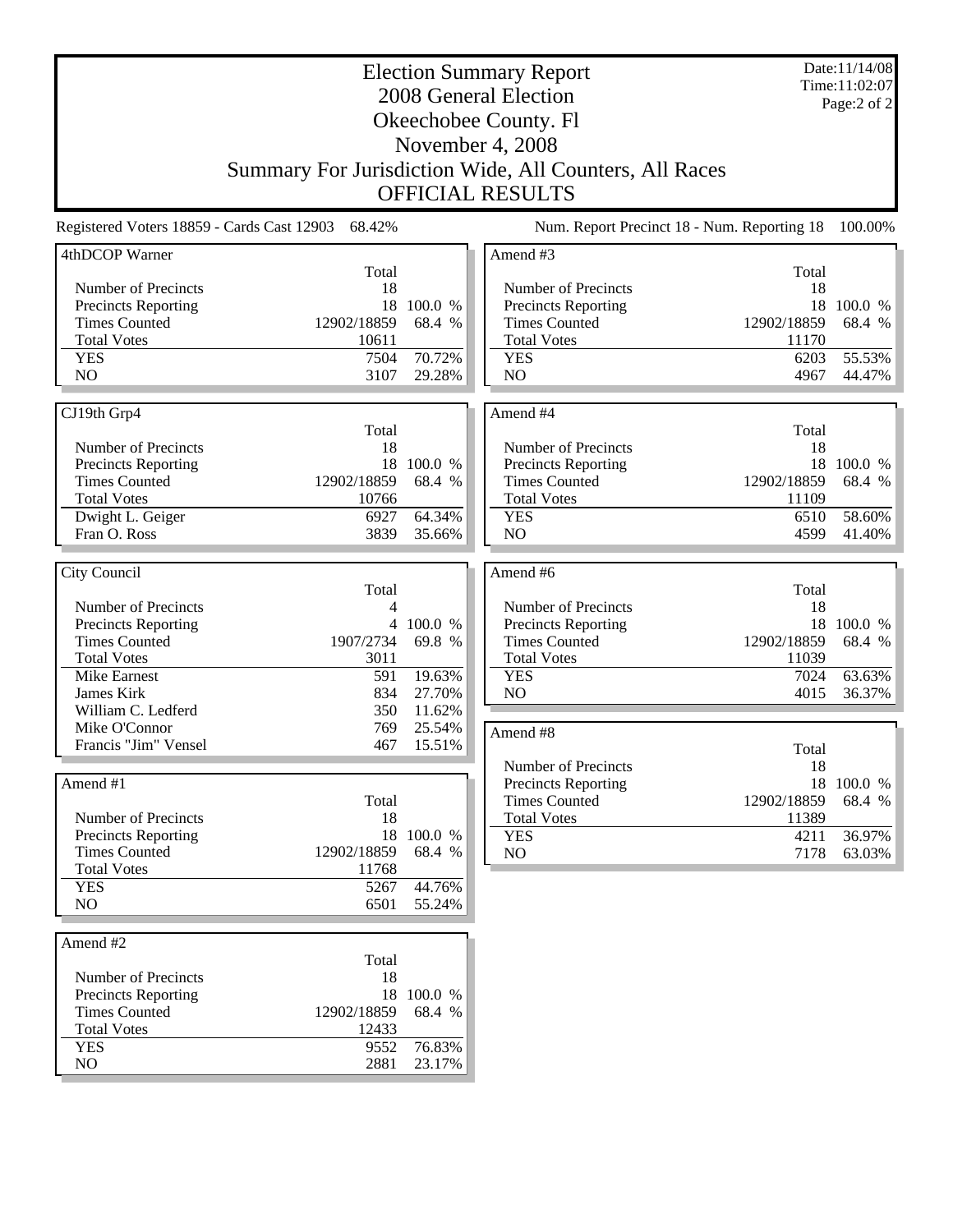# Election Summary Report
## 2008 General Election
## Okeechobee County. Fl
## November 4, 2008
## Summary For Jurisdiction Wide, All Counters, All Races
## OFFICIAL RESULTS

Date:11/14/08
Time:11:02:07

Registered Voters 18859 - Cards Cast 12903 68.42%

Num. Report Precinct 18 - Num. Reporting 18 100.00%

### 4thDCOP Warner

| | Total | |
|---|---|---|
| Number of Precincts | 18 | |
| Precincts Reporting | 18 | 100.0 % |
| Times Counted | 12902/18859 | 68.4 % |
| Total Votes | 10611 | |
| YES | 7504 | 70.72% |
| NO | 3107 | 29.28% |

### CJ19th Grp4

| | Total | |
|---|---|---|
| Number of Precincts | 18 | |
| Precincts Reporting | 18 | 100.0 % |
| Times Counted | 12902/18859 | 68.4 % |
| Total Votes | 10766 | |
| Dwight L. Geiger | 6927 | 64.34% |
| Fran O. Ross | 3839 | 35.66% |

### City Council

| | Total | |
|---|---|---|
| Number of Precincts | 4 | |
| Precincts Reporting | 4 | 100.0 % |
| Times Counted | 1907/2734 | 69.8 % |
| Total Votes | 3011 | |
| Mike Earnest | 591 | 19.63% |
| James Kirk | 834 | 27.70% |
| William C. Ledferd | 350 | 11.62% |
| Mike O'Connor | 769 | 25.54% |
| Francis "Jim" Vensel | 467 | 15.51% |

### Amend #1

| | Total | |
|---|---|---|
| Number of Precincts | 18 | |
| Precincts Reporting | 18 | 100.0 % |
| Times Counted | 12902/18859 | 68.4 % |
| Total Votes | 11768 | |
| YES | 5267 | 44.76% |
| NO | 6501 | 55.24% |

### Amend #2

| | Total | |
|---|---|---|
| Number of Precincts | 18 | |
| Precincts Reporting | 18 | 100.0 % |
| Times Counted | 12902/18859 | 68.4 % |
| Total Votes | 12433 | |
| YES | 9552 | 76.83% |
| NO | 2881 | 23.17% |

### Amend #3

| | Total | |
|---|---|---|
| Number of Precincts | 18 | |
| Precincts Reporting | 18 | 100.0 % |
| Times Counted | 12902/18859 | 68.4 % |
| Total Votes | 11170 | |
| YES | 6203 | 55.53% |
| NO | 4967 | 44.47% |

### Amend #4

| | Total | |
|---|---|---|
| Number of Precincts | 18 | |
| Precincts Reporting | 18 | 100.0 % |
| Times Counted | 12902/18859 | 68.4 % |
| Total Votes | 11109 | |
| YES | 6510 | 58.60% |
| NO | 4599 | 41.40% |

### Amend #6

| | Total | |
|---|---|---|
| Number of Precincts | 18 | |
| Precincts Reporting | 18 | 100.0 % |
| Times Counted | 12902/18859 | 68.4 % |
| Total Votes | 11039 | |
| YES | 7024 | 63.63% |
| NO | 4015 | 36.37% |

### Amend #8

| | Total | |
|---|---|---|
| Number of Precincts | 18 | |
| Precincts Reporting | 18 | 100.0 % |
| Times Counted | 12902/18859 | 68.4 % |
| Total Votes | 11389 | |
| YES | 4211 | 36.97% |
| NO | 7178 | 63.03% |